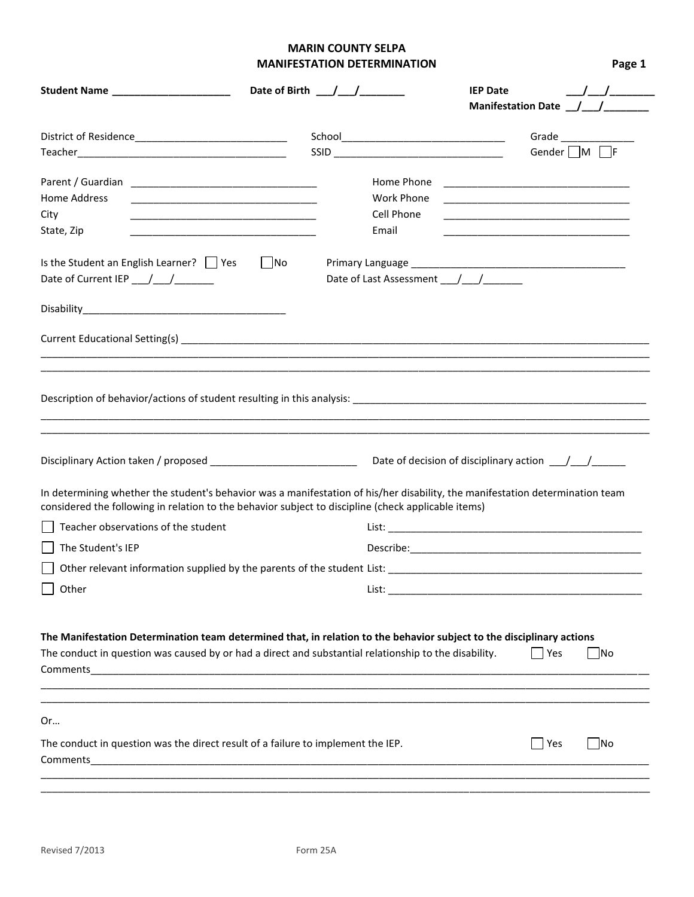# MARIN COUNTY SELPA
## MANIFESTATION DETERMINATION

**Student Name** ____________________ **Date of Birth** ___/___/_______ **IEP Date** ___/___/_______

**Manifestation Date** __/___/_______

District of Residence___________________________ School____________________________ Grade _____________

Teacher_____________________________________ SSID ______________________________ Gender ☐M ☐F

Parent / Guardian _________________________________ Home Phone _________________________________

Home Address _________________________________ Work Phone _________________________________

City _________________________________ Cell Phone _________________________________

State, Zip _________________________________ Email _________________________________

Is the Student an English Learner? ☐ Yes ☐No Primary Language _______________________________________

Date of Current IEP ___/___/_______ Date of Last Assessment ___/___/_______

Disability____________________________________

Current Educational Setting(s) ____________________________________________________________________________________

____________________________________________________________________________________________________

____________________________________________________________________________________________________

Description of behavior/actions of student resulting in this analysis: _______________________________________________________

____________________________________________________________________________________________________

____________________________________________________________________________________________________

Disciplinary Action taken / proposed __________________________ Date of decision of disciplinary action ___/___/______

In determining whether the student's behavior was a manifestation of his/her disability, the manifestation determination team considered the following in relation to the behavior subject to discipline (check applicable items)

☐ Teacher observations of the student List: _____________________________________________

☐ The Student's IEP Describe:__________________________________________

☐ Other relevant information supplied by the parents of the student List: _____________________________________________

☐ Other List: _____________________________________________

**The Manifestation Determination team determined that, in relation to the behavior subject to the disciplinary actions**

The conduct in question was caused by or had a direct and substantial relationship to the disability. ☐ Yes ☐No

Comments___________________________________________________________________________________________

____________________________________________________________________________________________________

____________________________________________________________________________________________________

Or…

The conduct in question was the direct result of a failure to implement the IEP. ☐ Yes ☐No

Comments___________________________________________________________________________________________

____________________________________________________________________________________________________

____________________________________________________________________________________________________

Revised 7/2013 Form 25A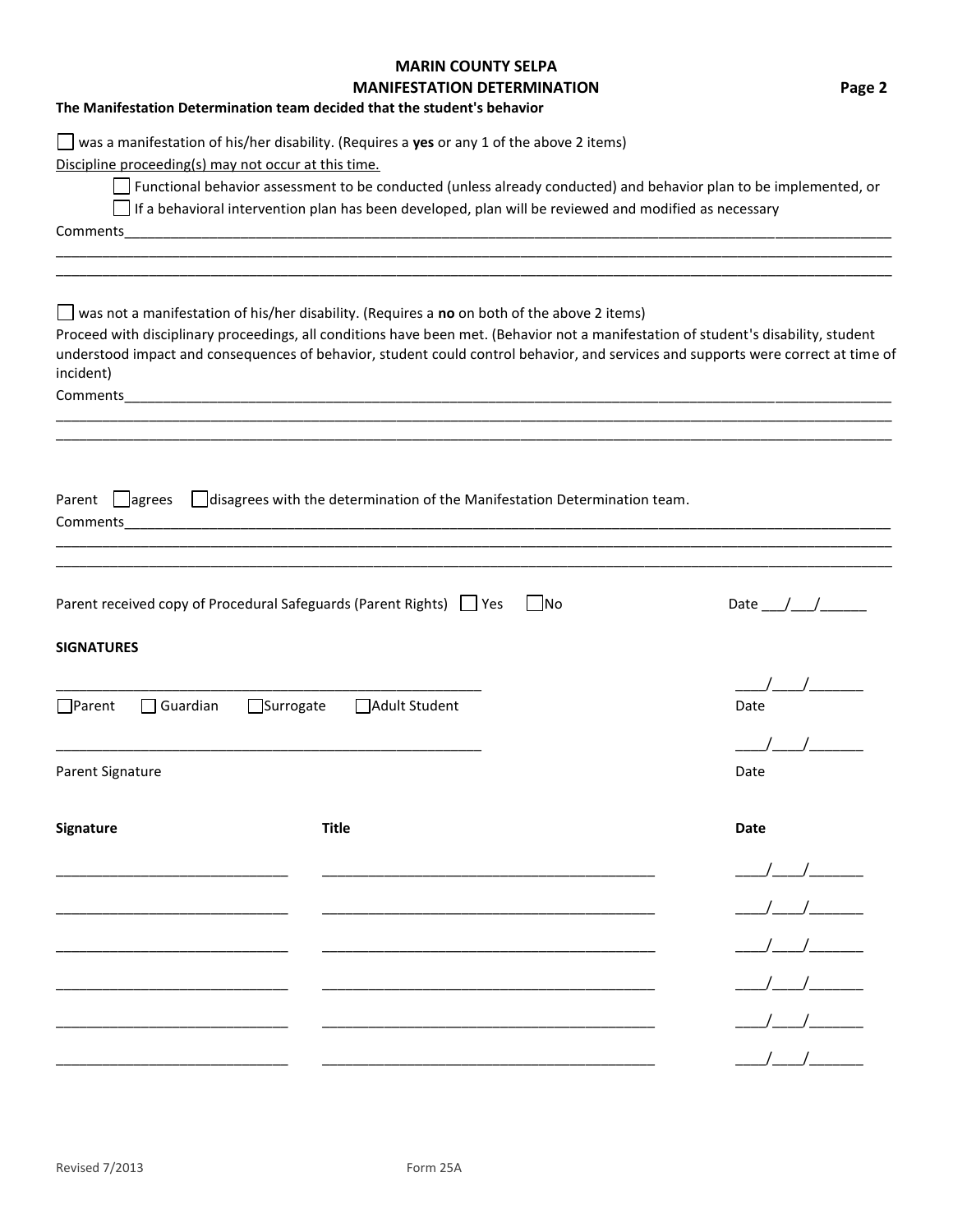**MARIN COUNTY SELPA**
**MANIFESTATION DETERMINATION**

**The Manifestation Determination team decided that the student's behavior**

☐ was a manifestation of his/her disability. (Requires a **yes** or any 1 of the above 2 items)

Discipline proceeding(s) may not occur at this time.

- ☐ Functional behavior assessment to be conducted (unless already conducted) and behavior plan to be implemented, or
- ☐ If a behavioral intervention plan has been developed, plan will be reviewed and modified as necessary

Comments_______________________________________________________________________________________________
_______________________________________________________________________________________________________
_______________________________________________________________________________________________________

☐ was not a manifestation of his/her disability. (Requires a **no** on both of the above 2 items)

Proceed with disciplinary proceedings, all conditions have been met. (Behavior not a manifestation of student's disability, student understood impact and consequences of behavior, student could control behavior, and services and supports were correct at time of incident)

Comments_______________________________________________________________________________________________
_______________________________________________________________________________________________________
_______________________________________________________________________________________________________

Parent ☐ agrees ☐ disagrees with the determination of the Manifestation Determination team.

Comments_______________________________________________________________________________________________
_______________________________________________________________________________________________________
_______________________________________________________________________________________________________

Parent received copy of Procedural Safeguards (Parent Rights) ☐ Yes ☐ No Date ___/___/______

**SIGNATURES**

_______________________________________________________ ____/____/_______

☐ Parent ☐ Guardian ☐ Surrogate ☐ Adult Student Date

_______________________________________________________ ____/____/_______

Parent Signature Date

| **Signature** | **Title** | **Date** |
|---|---|---|
| ______________________________ | ___________________________________________ | ____/____/_______ |
| ______________________________ | ___________________________________________ | ____/____/_______ |
| ______________________________ | ___________________________________________ | ____/____/_______ |
| ______________________________ | ___________________________________________ | ____/____/_______ |
| ______________________________ | ___________________________________________ | ____/____/_______ |
| ______________________________ | ___________________________________________ | ____/____/_______ |

Revised 7/2013 Form 25A